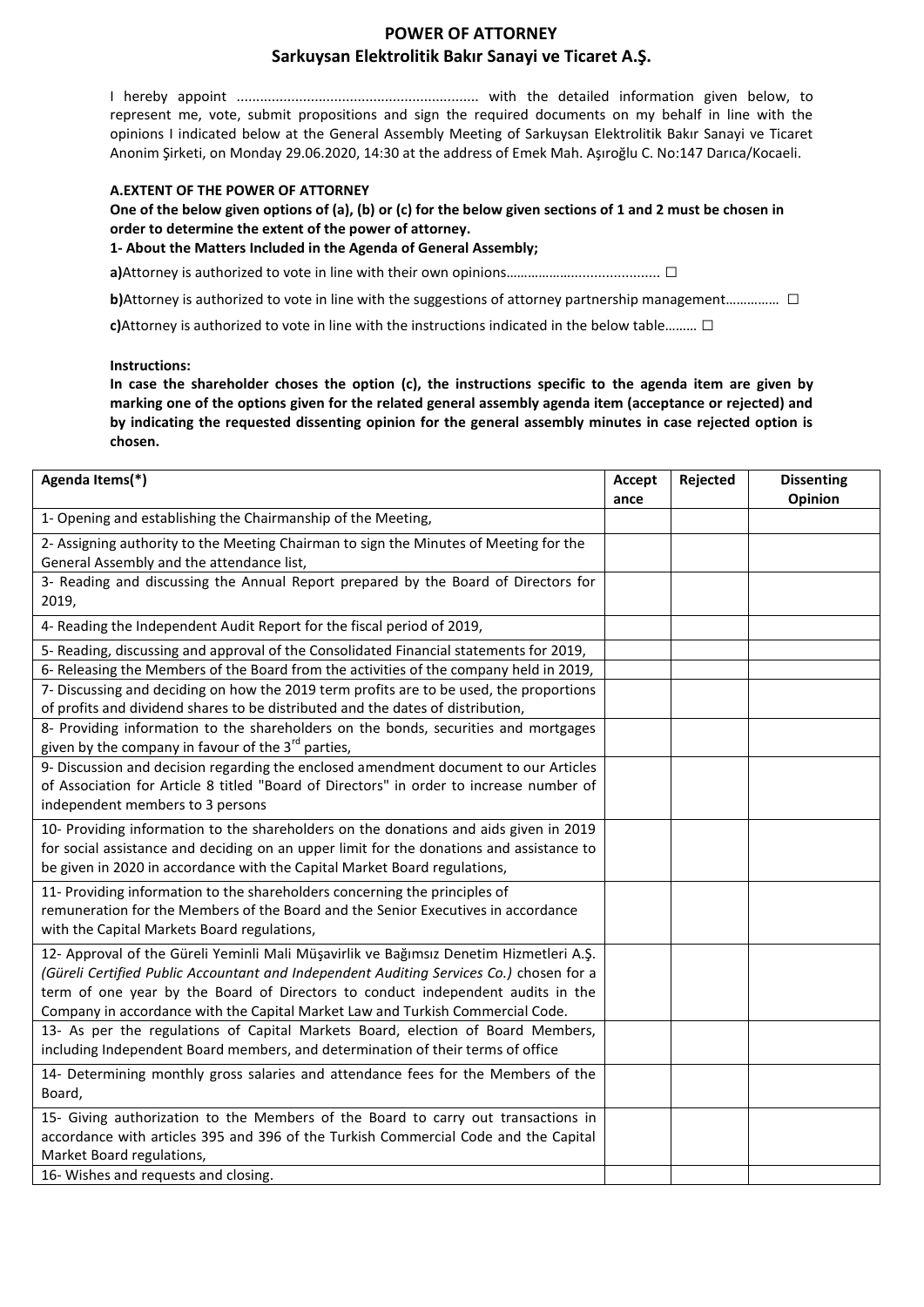# POWER OF ATTORNEY
## Sarkuysan Elektrolitik Bakır Sanayi ve Ticaret A.Ş.

I hereby appoint ............................................................. with the detailed information given below, to represent me, vote, submit propositions and sign the required documents on my behalf in line with the opinions I indicated below at the General Assembly Meeting of Sarkuysan Elektrolitik Bakır Sanayi ve Ticaret Anonim Şirketi, on Monday 29.06.2020, 14:30 at the address of Emek Mah. Aşıroğlu C. No:147 Darıca/Kocaeli.

**A.EXTENT OF THE POWER OF ATTORNEY**

**One of the below given options of (a), (b) or (c) for the below given sections of 1 and 2 must be chosen in order to determine the extent of the power of attorney.**

**1- About the Matters Included in the Agenda of General Assembly;**

**a)**Attorney is authorized to vote in line with their own opinions………………….................. ☐

**b)**Attorney is authorized to vote in line with the suggestions of attorney partnership management………….. ☐

**c)**Attorney is authorized to vote in line with the instructions indicated in the below table……… ☐

**Instructions:**

**In case the shareholder choses the option (c), the instructions specific to the agenda item are given by marking one of the options given for the related general assembly agenda item (acceptance or rejected) and by indicating the requested dissenting opinion for the general assembly minutes in case rejected option is chosen.**

| Agenda Items(*) | Acceptance | Rejected | Dissenting Opinion |
|---|---|---|---|
| 1- Opening and establishing the Chairmanship of the Meeting, | | | |
| 2- Assigning authority to the Meeting Chairman to sign the Minutes of Meeting for the General Assembly and the attendance list, | | | |
| 3- Reading and discussing the Annual Report prepared by the Board of Directors for 2019, | | | |
| 4- Reading the Independent Audit Report for the fiscal period of 2019, | | | |
| 5- Reading, discussing and approval of the Consolidated Financial statements for 2019, | | | |
| 6- Releasing the Members of the Board from the activities of the company held in 2019, | | | |
| 7- Discussing and deciding on how the 2019 term profits are to be used, the proportions of profits and dividend shares to be distributed and the dates of distribution, | | | |
| 8- Providing information to the shareholders on the bonds, securities and mortgages given by the company in favour of the 3rd parties, | | | |
| 9- Discussion and decision regarding the enclosed amendment document to our Articles of Association for Article 8 titled "Board of Directors" in order to increase number of independent members to 3 persons | | | |
| 10- Providing information to the shareholders on the donations and aids given in 2019 for social assistance and deciding on an upper limit for the donations and assistance to be given in 2020 in accordance with the Capital Market Board regulations, | | | |
| 11- Providing information to the shareholders concerning the principles of remuneration for the Members of the Board and the Senior Executives in accordance with the Capital Markets Board regulations, | | | |
| 12- Approval of the Güreli Yeminli Mali Müşavirlik ve Bağımsız Denetim Hizmetleri A.Ş. *(Güreli Certified Public Accountant and Independent Auditing Services Co.)* chosen for a term of one year by the Board of Directors to conduct independent audits in the Company in accordance with the Capital Market Law and Turkish Commercial Code. | | | |
| 13- As per the regulations of Capital Markets Board, election of Board Members, including Independent Board members, and determination of their terms of office | | | |
| 14- Determining monthly gross salaries and attendance fees for the Members of the Board, | | | |
| 15- Giving authorization to the Members of the Board to carry out transactions in accordance with articles 395 and 396 of the Turkish Commercial Code and the Capital Market Board regulations, | | | |
| 16- Wishes and requests and closing. | | | |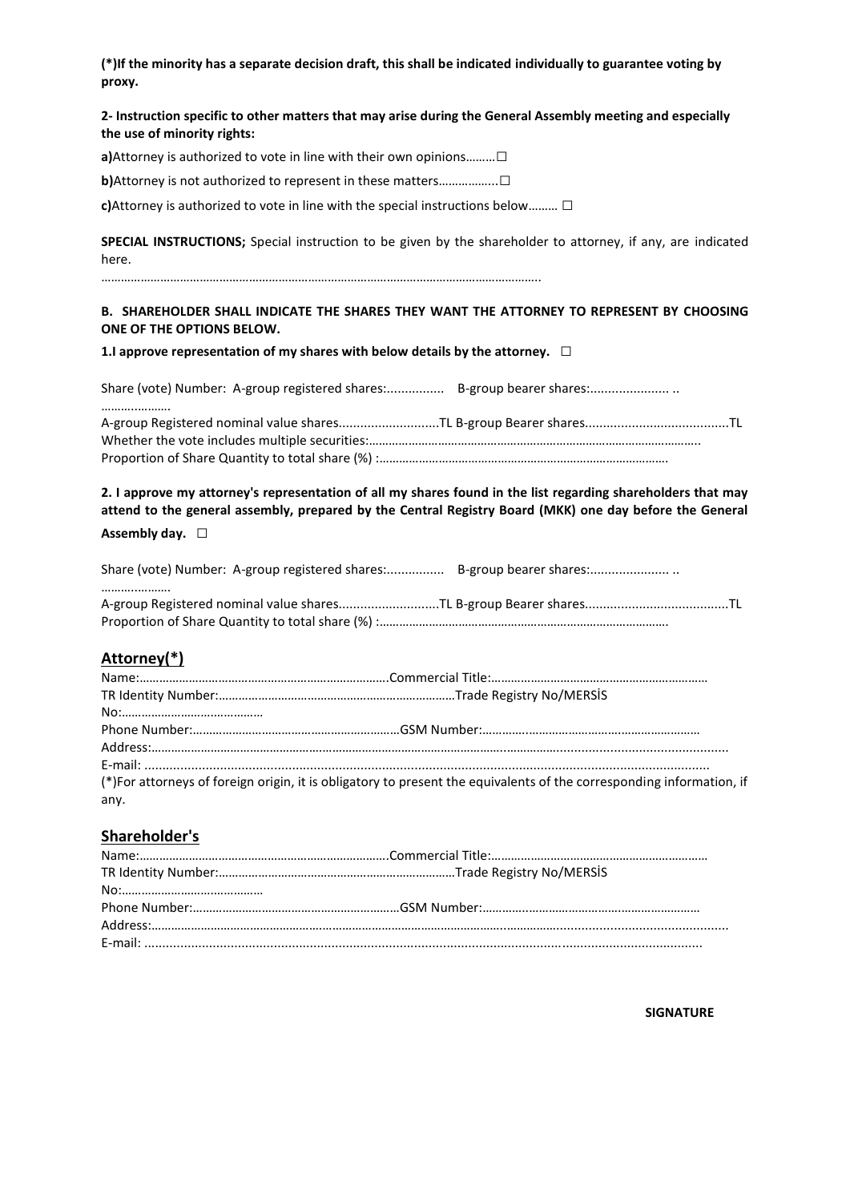**(*)If the minority has a separate decision draft, this shall be indicated individually to guarantee voting by proxy.**

**2- Instruction specific to other matters that may arise during the General Assembly meeting and especially the use of minority rights:**

**a)**Attorney is authorized to vote in line with their own opinions………☐

**b)**Attorney is not authorized to represent in these matters……………..☐

**c)**Attorney is authorized to vote in line with the special instructions below……… ☐

**SPECIAL INSTRUCTIONS;** Special instruction to be given by the shareholder to attorney, if any, are indicated here.

……………………………………………………………………………………………………………………..

**B. SHAREHOLDER SHALL INDICATE THE SHARES THEY WANT THE ATTORNEY TO REPRESENT BY CHOOSING ONE OF THE OPTIONS BELOW.**

**1.I approve representation of my shares with below details by the attorney.** ☐

Share (vote) Number: A-group registered shares:................ B-group bearer shares:...................... ..
…………………
A-group Registered nominal value shares............................TL B-group Bearer shares........................................TL
Whether the vote includes multiple securities:……………………………………………………………………………………..
Proportion of Share Quantity to total share (%) :……………………………………………………………………………

**2. I approve my attorney's representation of all my shares found in the list regarding shareholders that may attend to the general assembly, prepared by the Central Registry Board (MKK) one day before the General Assembly day.** ☐

Share (vote) Number: A-group registered shares:................ B-group bearer shares:...................... ..
…………………
A-group Registered nominal value shares............................TL B-group Bearer shares........................................TL
Proportion of Share Quantity to total share (%) :……………………………………………………………………………

## Attorney(*)

Name:…………………………………………………………………..Commercial Title:…………………………………………………………
TR Identity Number:………………………………………………………………Trade Registry No/MERSİS No:……………………………………
Phone Number:………………………………………………………GSM Number:…………………………………………………………
Address:……………………………………………………………………………………………………………………………………………………
E-mail: ……………………………………………………………………………………………………………………………………
(*)For attorneys of foreign origin, it is obligatory to present the equivalents of the corresponding information, if any.

## Shareholder's

Name:…………………………………………………………………..Commercial Title:…………………………………………………………
TR Identity Number:………………………………………………………………Trade Registry No/MERSİS No:……………………………………
Phone Number:………………………………………………………GSM Number:…………………………………………………………
Address:……………………………………………………………………………………………………………………………………………………
E-mail: ……………………………………………………………………………………………………………………………………

**SIGNATURE**